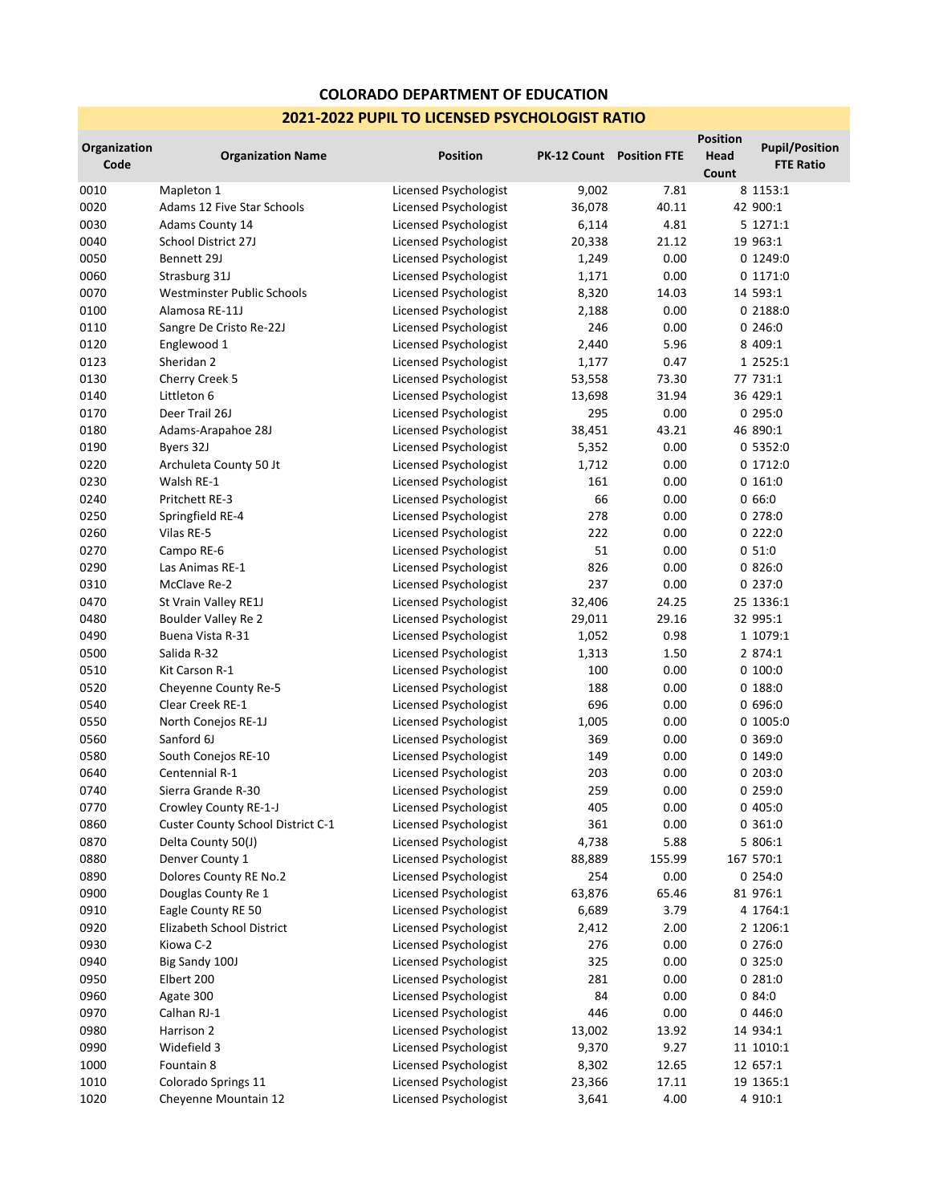## COLORADO DEPARTMENT OF EDUCATION

### 2021-2022 PUPIL TO LICENSED PSYCHOLOGIST RATIO

| Organization Code | Organization Name | Position | PK-12 Count | Position FTE | Position Head Count | Pupil/Position FTE Ratio |
|---|---|---|---|---|---|---|
| 0010 | Mapleton 1 | Licensed Psychologist | 9,002 | 7.81 | 8 | 1153:1 |
| 0020 | Adams 12 Five Star Schools | Licensed Psychologist | 36,078 | 40.11 | 42 | 900:1 |
| 0030 | Adams County 14 | Licensed Psychologist | 6,114 | 4.81 | 5 | 1271:1 |
| 0040 | School District 27J | Licensed Psychologist | 20,338 | 21.12 | 19 | 963:1 |
| 0050 | Bennett 29J | Licensed Psychologist | 1,249 | 0.00 | 0 | 1249:0 |
| 0060 | Strasburg 31J | Licensed Psychologist | 1,171 | 0.00 | 0 | 1171:0 |
| 0070 | Westminster Public Schools | Licensed Psychologist | 8,320 | 14.03 | 14 | 593:1 |
| 0100 | Alamosa RE-11J | Licensed Psychologist | 2,188 | 0.00 | 0 | 2188:0 |
| 0110 | Sangre De Cristo Re-22J | Licensed Psychologist | 246 | 0.00 | 0 | 246:0 |
| 0120 | Englewood 1 | Licensed Psychologist | 2,440 | 5.96 | 8 | 409:1 |
| 0123 | Sheridan 2 | Licensed Psychologist | 1,177 | 0.47 | 1 | 2525:1 |
| 0130 | Cherry Creek 5 | Licensed Psychologist | 53,558 | 73.30 | 77 | 731:1 |
| 0140 | Littleton 6 | Licensed Psychologist | 13,698 | 31.94 | 36 | 429:1 |
| 0170 | Deer Trail 26J | Licensed Psychologist | 295 | 0.00 | 0 | 295:0 |
| 0180 | Adams-Arapahoe 28J | Licensed Psychologist | 38,451 | 43.21 | 46 | 890:1 |
| 0190 | Byers 32J | Licensed Psychologist | 5,352 | 0.00 | 0 | 5352:0 |
| 0220 | Archuleta County 50 Jt | Licensed Psychologist | 1,712 | 0.00 | 0 | 1712:0 |
| 0230 | Walsh RE-1 | Licensed Psychologist | 161 | 0.00 | 0 | 161:0 |
| 0240 | Pritchett RE-3 | Licensed Psychologist | 66 | 0.00 | 0 | 66:0 |
| 0250 | Springfield RE-4 | Licensed Psychologist | 278 | 0.00 | 0 | 278:0 |
| 0260 | Vilas RE-5 | Licensed Psychologist | 222 | 0.00 | 0 | 222:0 |
| 0270 | Campo RE-6 | Licensed Psychologist | 51 | 0.00 | 0 | 51:0 |
| 0290 | Las Animas RE-1 | Licensed Psychologist | 826 | 0.00 | 0 | 826:0 |
| 0310 | McClave Re-2 | Licensed Psychologist | 237 | 0.00 | 0 | 237:0 |
| 0470 | St Vrain Valley RE1J | Licensed Psychologist | 32,406 | 24.25 | 25 | 1336:1 |
| 0480 | Boulder Valley Re 2 | Licensed Psychologist | 29,011 | 29.16 | 32 | 995:1 |
| 0490 | Buena Vista R-31 | Licensed Psychologist | 1,052 | 0.98 | 1 | 1079:1 |
| 0500 | Salida R-32 | Licensed Psychologist | 1,313 | 1.50 | 2 | 874:1 |
| 0510 | Kit Carson R-1 | Licensed Psychologist | 100 | 0.00 | 0 | 100:0 |
| 0520 | Cheyenne County Re-5 | Licensed Psychologist | 188 | 0.00 | 0 | 188:0 |
| 0540 | Clear Creek RE-1 | Licensed Psychologist | 696 | 0.00 | 0 | 696:0 |
| 0550 | North Conejos RE-1J | Licensed Psychologist | 1,005 | 0.00 | 0 | 1005:0 |
| 0560 | Sanford 6J | Licensed Psychologist | 369 | 0.00 | 0 | 369:0 |
| 0580 | South Conejos RE-10 | Licensed Psychologist | 149 | 0.00 | 0 | 149:0 |
| 0640 | Centennial R-1 | Licensed Psychologist | 203 | 0.00 | 0 | 203:0 |
| 0740 | Sierra Grande R-30 | Licensed Psychologist | 259 | 0.00 | 0 | 259:0 |
| 0770 | Crowley County RE-1-J | Licensed Psychologist | 405 | 0.00 | 0 | 405:0 |
| 0860 | Custer County School District C-1 | Licensed Psychologist | 361 | 0.00 | 0 | 361:0 |
| 0870 | Delta County 50(J) | Licensed Psychologist | 4,738 | 5.88 | 5 | 806:1 |
| 0880 | Denver County 1 | Licensed Psychologist | 88,889 | 155.99 | 167 | 570:1 |
| 0890 | Dolores County RE No.2 | Licensed Psychologist | 254 | 0.00 | 0 | 254:0 |
| 0900 | Douglas County Re 1 | Licensed Psychologist | 63,876 | 65.46 | 81 | 976:1 |
| 0910 | Eagle County RE 50 | Licensed Psychologist | 6,689 | 3.79 | 4 | 1764:1 |
| 0920 | Elizabeth School District | Licensed Psychologist | 2,412 | 2.00 | 2 | 1206:1 |
| 0930 | Kiowa C-2 | Licensed Psychologist | 276 | 0.00 | 0 | 276:0 |
| 0940 | Big Sandy 100J | Licensed Psychologist | 325 | 0.00 | 0 | 325:0 |
| 0950 | Elbert 200 | Licensed Psychologist | 281 | 0.00 | 0 | 281:0 |
| 0960 | Agate 300 | Licensed Psychologist | 84 | 0.00 | 0 | 84:0 |
| 0970 | Calhan RJ-1 | Licensed Psychologist | 446 | 0.00 | 0 | 446:0 |
| 0980 | Harrison 2 | Licensed Psychologist | 13,002 | 13.92 | 14 | 934:1 |
| 0990 | Widefield 3 | Licensed Psychologist | 9,370 | 9.27 | 11 | 1010:1 |
| 1000 | Fountain 8 | Licensed Psychologist | 8,302 | 12.65 | 12 | 657:1 |
| 1010 | Colorado Springs 11 | Licensed Psychologist | 23,366 | 17.11 | 19 | 1365:1 |
| 1020 | Cheyenne Mountain 12 | Licensed Psychologist | 3,641 | 4.00 | 4 | 910:1 |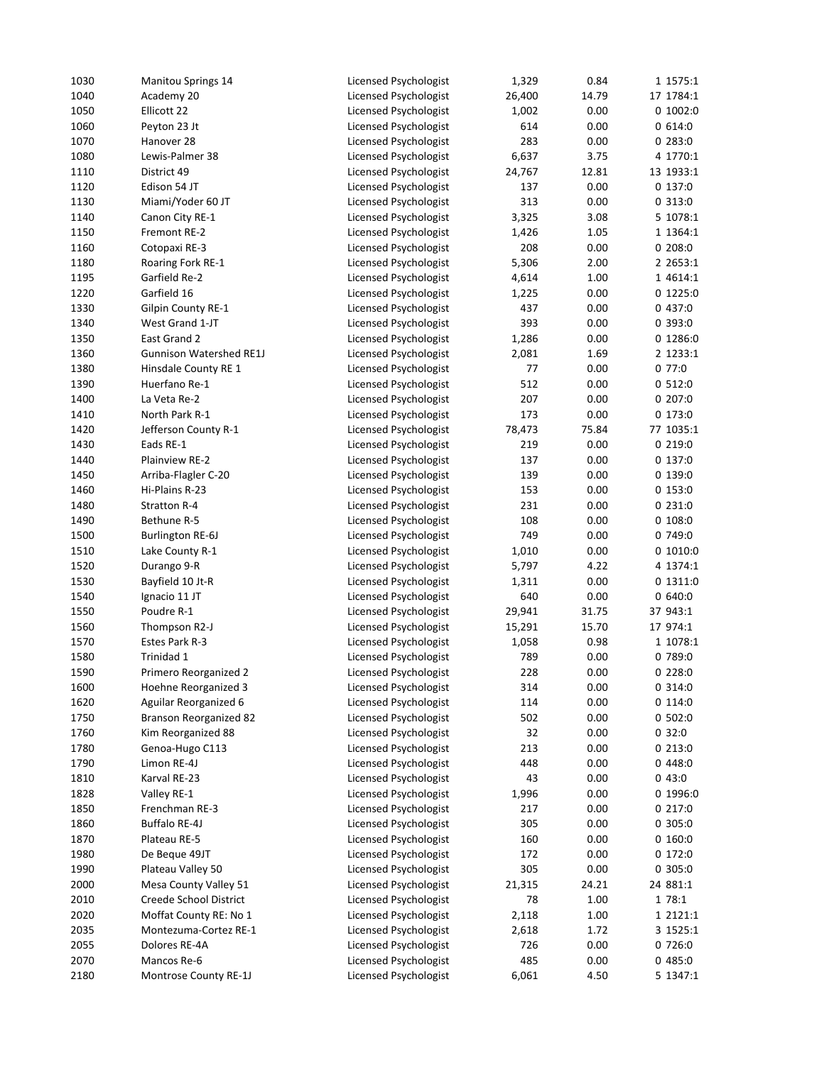| | | | | | | |
|---|---|---|---|---|---|---|
| 1030 | Manitou Springs 14 | Licensed Psychologist | 1,329 | 0.84 | 1 | 1575:1 |
| 1040 | Academy 20 | Licensed Psychologist | 26,400 | 14.79 | 17 | 1784:1 |
| 1050 | Ellicott 22 | Licensed Psychologist | 1,002 | 0.00 | 0 | 1002:0 |
| 1060 | Peyton 23 Jt | Licensed Psychologist | 614 | 0.00 | 0 | 614:0 |
| 1070 | Hanover 28 | Licensed Psychologist | 283 | 0.00 | 0 | 283:0 |
| 1080 | Lewis-Palmer 38 | Licensed Psychologist | 6,637 | 3.75 | 4 | 1770:1 |
| 1110 | District 49 | Licensed Psychologist | 24,767 | 12.81 | 13 | 1933:1 |
| 1120 | Edison 54 JT | Licensed Psychologist | 137 | 0.00 | 0 | 137:0 |
| 1130 | Miami/Yoder 60 JT | Licensed Psychologist | 313 | 0.00 | 0 | 313:0 |
| 1140 | Canon City RE-1 | Licensed Psychologist | 3,325 | 3.08 | 5 | 1078:1 |
| 1150 | Fremont RE-2 | Licensed Psychologist | 1,426 | 1.05 | 1 | 1364:1 |
| 1160 | Cotopaxi RE-3 | Licensed Psychologist | 208 | 0.00 | 0 | 208:0 |
| 1180 | Roaring Fork RE-1 | Licensed Psychologist | 5,306 | 2.00 | 2 | 2653:1 |
| 1195 | Garfield Re-2 | Licensed Psychologist | 4,614 | 1.00 | 1 | 4614:1 |
| 1220 | Garfield 16 | Licensed Psychologist | 1,225 | 0.00 | 0 | 1225:0 |
| 1330 | Gilpin County RE-1 | Licensed Psychologist | 437 | 0.00 | 0 | 437:0 |
| 1340 | West Grand 1-JT | Licensed Psychologist | 393 | 0.00 | 0 | 393:0 |
| 1350 | East Grand 2 | Licensed Psychologist | 1,286 | 0.00 | 0 | 1286:0 |
| 1360 | Gunnison Watershed RE1J | Licensed Psychologist | 2,081 | 1.69 | 2 | 1233:1 |
| 1380 | Hinsdale County RE 1 | Licensed Psychologist | 77 | 0.00 | 0 | 77:0 |
| 1390 | Huerfano Re-1 | Licensed Psychologist | 512 | 0.00 | 0 | 512:0 |
| 1400 | La Veta Re-2 | Licensed Psychologist | 207 | 0.00 | 0 | 207:0 |
| 1410 | North Park R-1 | Licensed Psychologist | 173 | 0.00 | 0 | 173:0 |
| 1420 | Jefferson County R-1 | Licensed Psychologist | 78,473 | 75.84 | 77 | 1035:1 |
| 1430 | Eads RE-1 | Licensed Psychologist | 219 | 0.00 | 0 | 219:0 |
| 1440 | Plainview RE-2 | Licensed Psychologist | 137 | 0.00 | 0 | 137:0 |
| 1450 | Arriba-Flagler C-20 | Licensed Psychologist | 139 | 0.00 | 0 | 139:0 |
| 1460 | Hi-Plains R-23 | Licensed Psychologist | 153 | 0.00 | 0 | 153:0 |
| 1480 | Stratton R-4 | Licensed Psychologist | 231 | 0.00 | 0 | 231:0 |
| 1490 | Bethune R-5 | Licensed Psychologist | 108 | 0.00 | 0 | 108:0 |
| 1500 | Burlington RE-6J | Licensed Psychologist | 749 | 0.00 | 0 | 749:0 |
| 1510 | Lake County R-1 | Licensed Psychologist | 1,010 | 0.00 | 0 | 1010:0 |
| 1520 | Durango 9-R | Licensed Psychologist | 5,797 | 4.22 | 4 | 1374:1 |
| 1530 | Bayfield 10 Jt-R | Licensed Psychologist | 1,311 | 0.00 | 0 | 1311:0 |
| 1540 | Ignacio 11 JT | Licensed Psychologist | 640 | 0.00 | 0 | 640:0 |
| 1550 | Poudre R-1 | Licensed Psychologist | 29,941 | 31.75 | 37 | 943:1 |
| 1560 | Thompson R2-J | Licensed Psychologist | 15,291 | 15.70 | 17 | 974:1 |
| 1570 | Estes Park R-3 | Licensed Psychologist | 1,058 | 0.98 | 1 | 1078:1 |
| 1580 | Trinidad 1 | Licensed Psychologist | 789 | 0.00 | 0 | 789:0 |
| 1590 | Primero Reorganized 2 | Licensed Psychologist | 228 | 0.00 | 0 | 228:0 |
| 1600 | Hoehne Reorganized 3 | Licensed Psychologist | 314 | 0.00 | 0 | 314:0 |
| 1620 | Aguilar Reorganized 6 | Licensed Psychologist | 114 | 0.00 | 0 | 114:0 |
| 1750 | Branson Reorganized 82 | Licensed Psychologist | 502 | 0.00 | 0 | 502:0 |
| 1760 | Kim Reorganized 88 | Licensed Psychologist | 32 | 0.00 | 0 | 32:0 |
| 1780 | Genoa-Hugo C113 | Licensed Psychologist | 213 | 0.00 | 0 | 213:0 |
| 1790 | Limon RE-4J | Licensed Psychologist | 448 | 0.00 | 0 | 448:0 |
| 1810 | Karval RE-23 | Licensed Psychologist | 43 | 0.00 | 0 | 43:0 |
| 1828 | Valley RE-1 | Licensed Psychologist | 1,996 | 0.00 | 0 | 1996:0 |
| 1850 | Frenchman RE-3 | Licensed Psychologist | 217 | 0.00 | 0 | 217:0 |
| 1860 | Buffalo RE-4J | Licensed Psychologist | 305 | 0.00 | 0 | 305:0 |
| 1870 | Plateau RE-5 | Licensed Psychologist | 160 | 0.00 | 0 | 160:0 |
| 1980 | De Beque 49JT | Licensed Psychologist | 172 | 0.00 | 0 | 172:0 |
| 1990 | Plateau Valley 50 | Licensed Psychologist | 305 | 0.00 | 0 | 305:0 |
| 2000 | Mesa County Valley 51 | Licensed Psychologist | 21,315 | 24.21 | 24 | 881:1 |
| 2010 | Creede School District | Licensed Psychologist | 78 | 1.00 | 1 | 78:1 |
| 2020 | Moffat County RE: No 1 | Licensed Psychologist | 2,118 | 1.00 | 1 | 2121:1 |
| 2035 | Montezuma-Cortez RE-1 | Licensed Psychologist | 2,618 | 1.72 | 3 | 1525:1 |
| 2055 | Dolores RE-4A | Licensed Psychologist | 726 | 0.00 | 0 | 726:0 |
| 2070 | Mancos Re-6 | Licensed Psychologist | 485 | 0.00 | 0 | 485:0 |
| 2180 | Montrose County RE-1J | Licensed Psychologist | 6,061 | 4.50 | 5 | 1347:1 |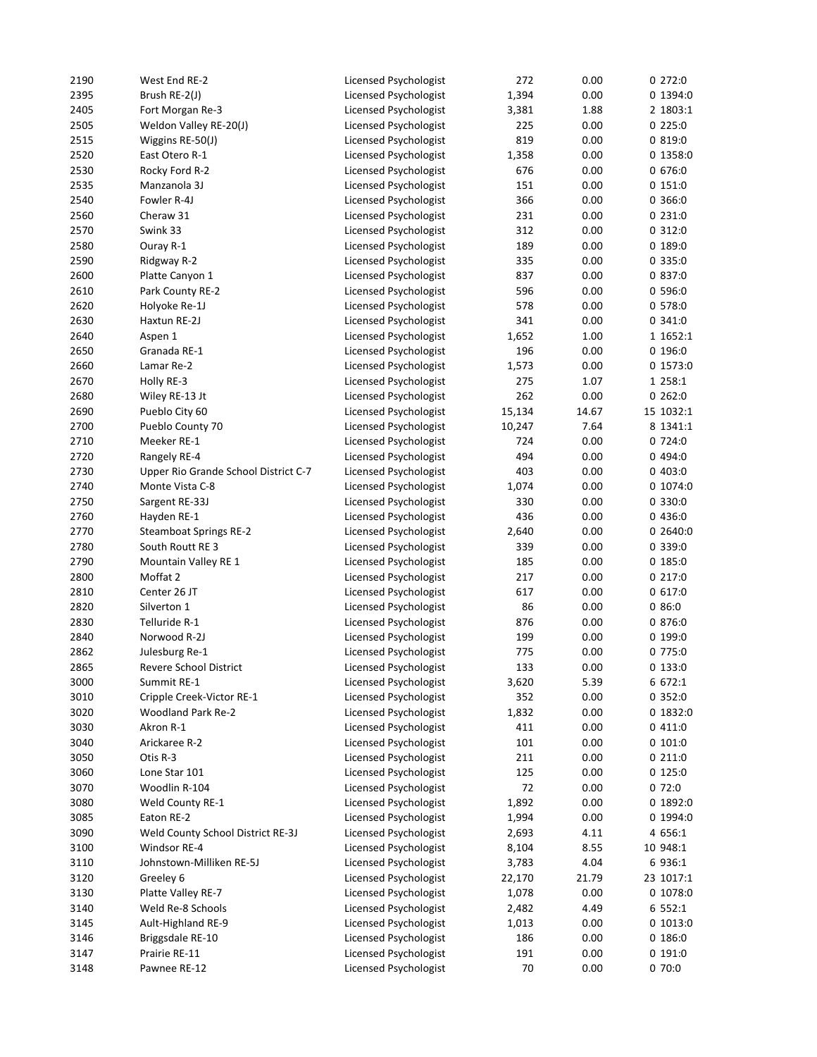| | | | | | | |
|---|---|---|---|---|---|---|
| 2190 | West End RE-2 | Licensed Psychologist | 272 | 0.00 | 0 | 272:0 |
| 2395 | Brush RE-2(J) | Licensed Psychologist | 1,394 | 0.00 | 0 | 1394:0 |
| 2405 | Fort Morgan Re-3 | Licensed Psychologist | 3,381 | 1.88 | 2 | 1803:1 |
| 2505 | Weldon Valley RE-20(J) | Licensed Psychologist | 225 | 0.00 | 0 | 225:0 |
| 2515 | Wiggins RE-50(J) | Licensed Psychologist | 819 | 0.00 | 0 | 819:0 |
| 2520 | East Otero R-1 | Licensed Psychologist | 1,358 | 0.00 | 0 | 1358:0 |
| 2530 | Rocky Ford R-2 | Licensed Psychologist | 676 | 0.00 | 0 | 676:0 |
| 2535 | Manzanola 3J | Licensed Psychologist | 151 | 0.00 | 0 | 151:0 |
| 2540 | Fowler R-4J | Licensed Psychologist | 366 | 0.00 | 0 | 366:0 |
| 2560 | Cheraw 31 | Licensed Psychologist | 231 | 0.00 | 0 | 231:0 |
| 2570 | Swink 33 | Licensed Psychologist | 312 | 0.00 | 0 | 312:0 |
| 2580 | Ouray R-1 | Licensed Psychologist | 189 | 0.00 | 0 | 189:0 |
| 2590 | Ridgway R-2 | Licensed Psychologist | 335 | 0.00 | 0 | 335:0 |
| 2600 | Platte Canyon 1 | Licensed Psychologist | 837 | 0.00 | 0 | 837:0 |
| 2610 | Park County RE-2 | Licensed Psychologist | 596 | 0.00 | 0 | 596:0 |
| 2620 | Holyoke Re-1J | Licensed Psychologist | 578 | 0.00 | 0 | 578:0 |
| 2630 | Haxtun RE-2J | Licensed Psychologist | 341 | 0.00 | 0 | 341:0 |
| 2640 | Aspen 1 | Licensed Psychologist | 1,652 | 1.00 | 1 | 1652:1 |
| 2650 | Granada RE-1 | Licensed Psychologist | 196 | 0.00 | 0 | 196:0 |
| 2660 | Lamar Re-2 | Licensed Psychologist | 1,573 | 0.00 | 0 | 1573:0 |
| 2670 | Holly RE-3 | Licensed Psychologist | 275 | 1.07 | 1 | 258:1 |
| 2680 | Wiley RE-13 Jt | Licensed Psychologist | 262 | 0.00 | 0 | 262:0 |
| 2690 | Pueblo City 60 | Licensed Psychologist | 15,134 | 14.67 | 15 | 1032:1 |
| 2700 | Pueblo County 70 | Licensed Psychologist | 10,247 | 7.64 | 8 | 1341:1 |
| 2710 | Meeker RE-1 | Licensed Psychologist | 724 | 0.00 | 0 | 724:0 |
| 2720 | Rangely RE-4 | Licensed Psychologist | 494 | 0.00 | 0 | 494:0 |
| 2730 | Upper Rio Grande School District C-7 | Licensed Psychologist | 403 | 0.00 | 0 | 403:0 |
| 2740 | Monte Vista C-8 | Licensed Psychologist | 1,074 | 0.00 | 0 | 1074:0 |
| 2750 | Sargent RE-33J | Licensed Psychologist | 330 | 0.00 | 0 | 330:0 |
| 2760 | Hayden RE-1 | Licensed Psychologist | 436 | 0.00 | 0 | 436:0 |
| 2770 | Steamboat Springs RE-2 | Licensed Psychologist | 2,640 | 0.00 | 0 | 2640:0 |
| 2780 | South Routt RE 3 | Licensed Psychologist | 339 | 0.00 | 0 | 339:0 |
| 2790 | Mountain Valley RE 1 | Licensed Psychologist | 185 | 0.00 | 0 | 185:0 |
| 2800 | Moffat 2 | Licensed Psychologist | 217 | 0.00 | 0 | 217:0 |
| 2810 | Center 26 JT | Licensed Psychologist | 617 | 0.00 | 0 | 617:0 |
| 2820 | Silverton 1 | Licensed Psychologist | 86 | 0.00 | 0 | 86:0 |
| 2830 | Telluride R-1 | Licensed Psychologist | 876 | 0.00 | 0 | 876:0 |
| 2840 | Norwood R-2J | Licensed Psychologist | 199 | 0.00 | 0 | 199:0 |
| 2862 | Julesburg Re-1 | Licensed Psychologist | 775 | 0.00 | 0 | 775:0 |
| 2865 | Revere School District | Licensed Psychologist | 133 | 0.00 | 0 | 133:0 |
| 3000 | Summit RE-1 | Licensed Psychologist | 3,620 | 5.39 | 6 | 672:1 |
| 3010 | Cripple Creek-Victor RE-1 | Licensed Psychologist | 352 | 0.00 | 0 | 352:0 |
| 3020 | Woodland Park Re-2 | Licensed Psychologist | 1,832 | 0.00 | 0 | 1832:0 |
| 3030 | Akron R-1 | Licensed Psychologist | 411 | 0.00 | 0 | 411:0 |
| 3040 | Arickaree R-2 | Licensed Psychologist | 101 | 0.00 | 0 | 101:0 |
| 3050 | Otis R-3 | Licensed Psychologist | 211 | 0.00 | 0 | 211:0 |
| 3060 | Lone Star 101 | Licensed Psychologist | 125 | 0.00 | 0 | 125:0 |
| 3070 | Woodlin R-104 | Licensed Psychologist | 72 | 0.00 | 0 | 72:0 |
| 3080 | Weld County RE-1 | Licensed Psychologist | 1,892 | 0.00 | 0 | 1892:0 |
| 3085 | Eaton RE-2 | Licensed Psychologist | 1,994 | 0.00 | 0 | 1994:0 |
| 3090 | Weld County School District RE-3J | Licensed Psychologist | 2,693 | 4.11 | 4 | 656:1 |
| 3100 | Windsor RE-4 | Licensed Psychologist | 8,104 | 8.55 | 10 | 948:1 |
| 3110 | Johnstown-Milliken RE-5J | Licensed Psychologist | 3,783 | 4.04 | 6 | 936:1 |
| 3120 | Greeley 6 | Licensed Psychologist | 22,170 | 21.79 | 23 | 1017:1 |
| 3130 | Platte Valley RE-7 | Licensed Psychologist | 1,078 | 0.00 | 0 | 1078:0 |
| 3140 | Weld Re-8 Schools | Licensed Psychologist | 2,482 | 4.49 | 6 | 552:1 |
| 3145 | Ault-Highland RE-9 | Licensed Psychologist | 1,013 | 0.00 | 0 | 1013:0 |
| 3146 | Briggsdale RE-10 | Licensed Psychologist | 186 | 0.00 | 0 | 186:0 |
| 3147 | Prairie RE-11 | Licensed Psychologist | 191 | 0.00 | 0 | 191:0 |
| 3148 | Pawnee RE-12 | Licensed Psychologist | 70 | 0.00 | 0 | 70:0 |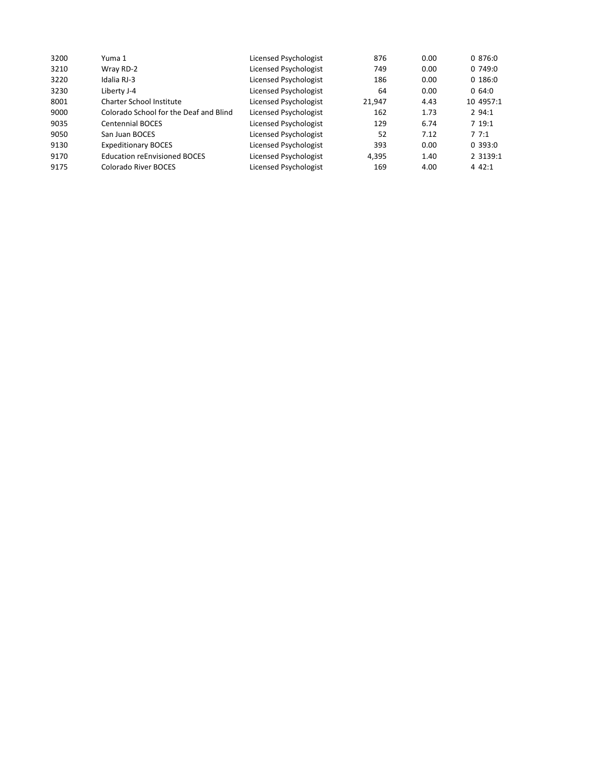| | | | | | | |
|---|---|---|---|---|---|---|
| 3200 | Yuma 1 | Licensed Psychologist | 876 | 0.00 | 0 | 876:0 |
| 3210 | Wray RD-2 | Licensed Psychologist | 749 | 0.00 | 0 | 749:0 |
| 3220 | Idalia RJ-3 | Licensed Psychologist | 186 | 0.00 | 0 | 186:0 |
| 3230 | Liberty J-4 | Licensed Psychologist | 64 | 0.00 | 0 | 64:0 |
| 8001 | Charter School Institute | Licensed Psychologist | 21,947 | 4.43 | 10 | 4957:1 |
| 9000 | Colorado School for the Deaf and Blind | Licensed Psychologist | 162 | 1.73 | 2 | 94:1 |
| 9035 | Centennial BOCES | Licensed Psychologist | 129 | 6.74 | 7 | 19:1 |
| 9050 | San Juan BOCES | Licensed Psychologist | 52 | 7.12 | 7 | 7:1 |
| 9130 | Expeditionary BOCES | Licensed Psychologist | 393 | 0.00 | 0 | 393:0 |
| 9170 | Education reEnvisioned BOCES | Licensed Psychologist | 4,395 | 1.40 | 2 | 3139:1 |
| 9175 | Colorado River BOCES | Licensed Psychologist | 169 | 4.00 | 4 | 42:1 |